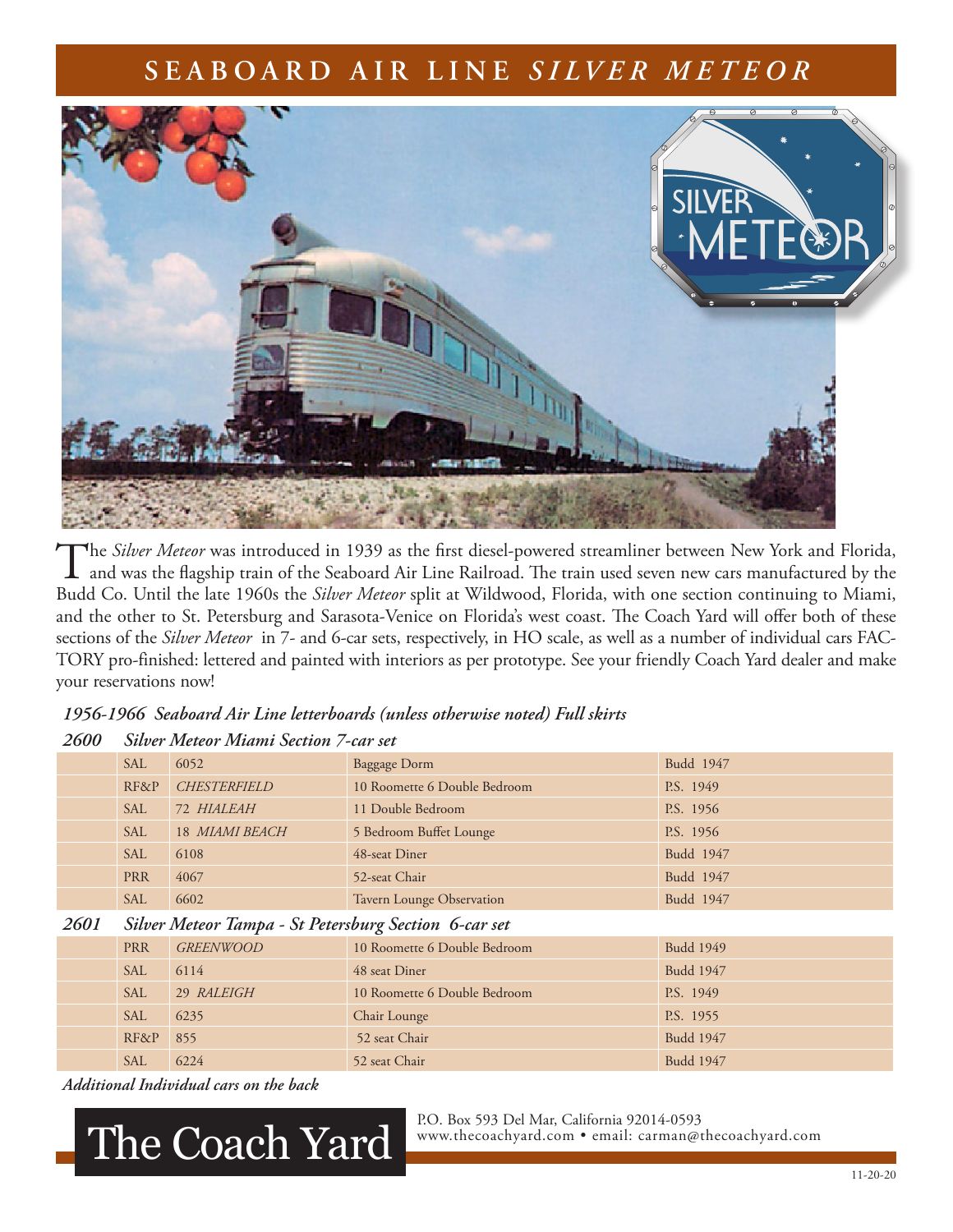# SEABOARD AIR LINE *SILVER METEOR*

The *Silver Meteor* was introduced in 1939 as the first diesel-powered streamliner between New York and Florida, and was the flagship train of the Seaboard Air Line Railroad. The train used seven new cars manufactured by the Budd Co. Until the late 1960s the *Silver Meteor* split at Wildwood, Florida, with one section continuing to Miami, and the other to St. Petersburg and Sarasota-Venice on Florida's west coast. The Coach Yard will offer both of these sections of the *Silver Meteor* in 7- and 6-car sets, respectively, in HO scale, as well as a number of individual cars FACTORY pro-finished: lettered and painted with interiors as per prototype. See your friendly Coach Yard dealer and make your reservations now!

***1956-1966 Seaboard Air Line letterboards (unless otherwise noted) Full skirts***

| | | | | |
|---|---|---|---|---|
| ***2600*** | ***Silver Meteor Miami Section 7-car set*** | | | |
| | SAL | 6052 | Baggage Dorm | Budd 1947 |
| | RF&P | *CHESTERFIELD* | 10 Roomette 6 Double Bedroom | P.S. 1949 |
| | SAL | 72 *HIALEAH* | 11 Double Bedroom | P.S. 1956 |
| | SAL | 18 *MIAMI BEACH* | 5 Bedroom Buffet Lounge | P.S. 1956 |
| | SAL | 6108 | 48-seat Diner | Budd 1947 |
| | PRR | 4067 | 52-seat Chair | Budd 1947 |
| | SAL | 6602 | Tavern Lounge Observation | Budd 1947 |
| ***2601*** | ***Silver Meteor Tampa - St Petersburg Section 6-car set*** | | | |
| | PRR | *GREENWOOD* | 10 Roomette 6 Double Bedroom | Budd 1949 |
| | SAL | 6114 | 48 seat Diner | Budd 1947 |
| | SAL | 29 *RALEIGH* | 10 Roomette 6 Double Bedroom | P.S. 1949 |
| | SAL | 6235 | Chair Lounge | P.S. 1955 |
| | RF&P | 855 | 52 seat Chair | Budd 1947 |
| | SAL | 6224 | 52 seat Chair | Budd 1947 |

***Additional Individual cars on the back***

The Coach Yard

P.O. Box 593 Del Mar, California 92014-0593
www.thecoachyard.com • email: carman@thecoachyard.com

11-20-20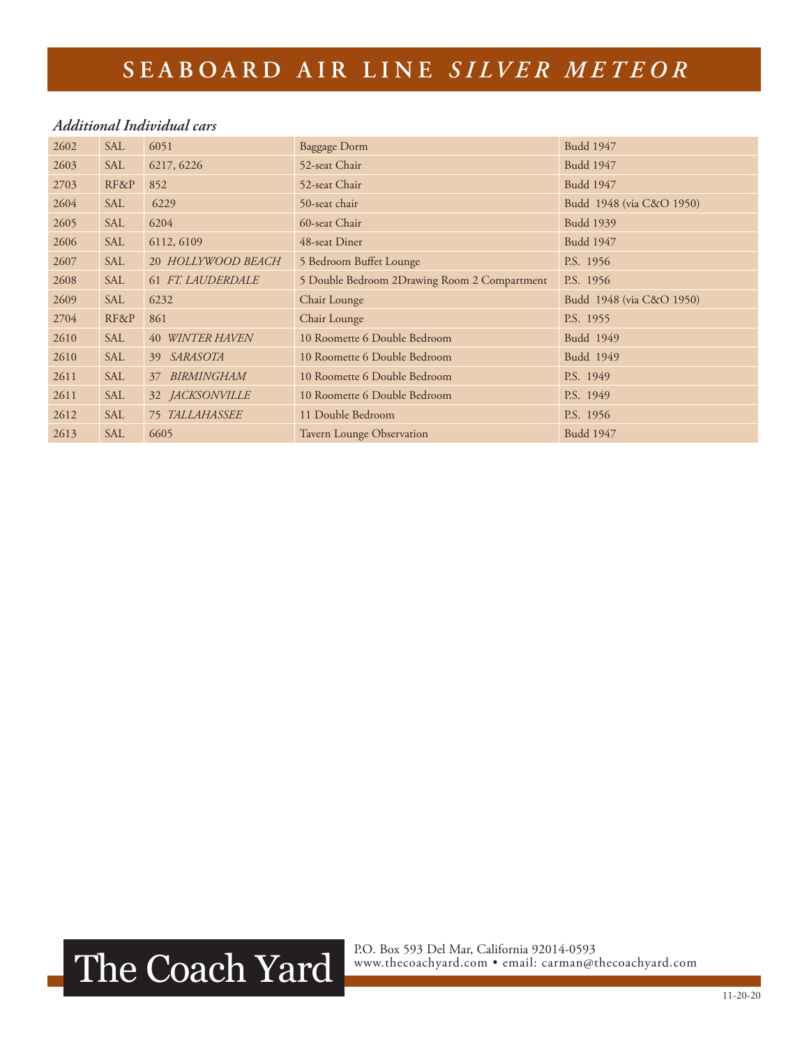# SEABOARD AIR LINE *SILVER METEOR*

### *Additional Individual cars*

| | | | | |
|---|---|---|---|---|
| 2602 | SAL | 6051 | Baggage Dorm | Budd 1947 |
| 2603 | SAL | 6217, 6226 | 52-seat Chair | Budd 1947 |
| 2703 | RF&P | 852 | 52-seat Chair | Budd 1947 |
| 2604 | SAL | 6229 | 50-seat chair | Budd 1948 (via C&O 1950) |
| 2605 | SAL | 6204 | 60-seat Chair | Budd 1939 |
| 2606 | SAL | 6112, 6109 | 48-seat Diner | Budd 1947 |
| 2607 | SAL | 20 *HOLLYWOOD BEACH* | 5 Bedroom Buffet Lounge | P.S. 1956 |
| 2608 | SAL | 61 *FT. LAUDERDALE* | 5 Double Bedroom 2Drawing Room 2 Compartment | P.S. 1956 |
| 2609 | SAL | 6232 | Chair Lounge | Budd 1948 (via C&O 1950) |
| 2704 | RF&P | 861 | Chair Lounge | P.S. 1955 |
| 2610 | SAL | 40 *WINTER HAVEN* | 10 Roomette 6 Double Bedroom | Budd 1949 |
| 2610 | SAL | 39 *SARASOTA* | 10 Roomette 6 Double Bedroom | Budd 1949 |
| 2611 | SAL | 37 *BIRMINGHAM* | 10 Roomette 6 Double Bedroom | P.S. 1949 |
| 2611 | SAL | 32 *JACKSONVILLE* | 10 Roomette 6 Double Bedroom | P.S. 1949 |
| 2612 | SAL | 75 *TALLAHASSEE* | 11 Double Bedroom | P.S. 1956 |
| 2613 | SAL | 6605 | Tavern Lounge Observation | Budd 1947 |

The Coach Yard

P.O. Box 593 Del Mar, California 92014-0593
www.thecoachyard.com • email: carman@thecoachyard.com

11-20-20